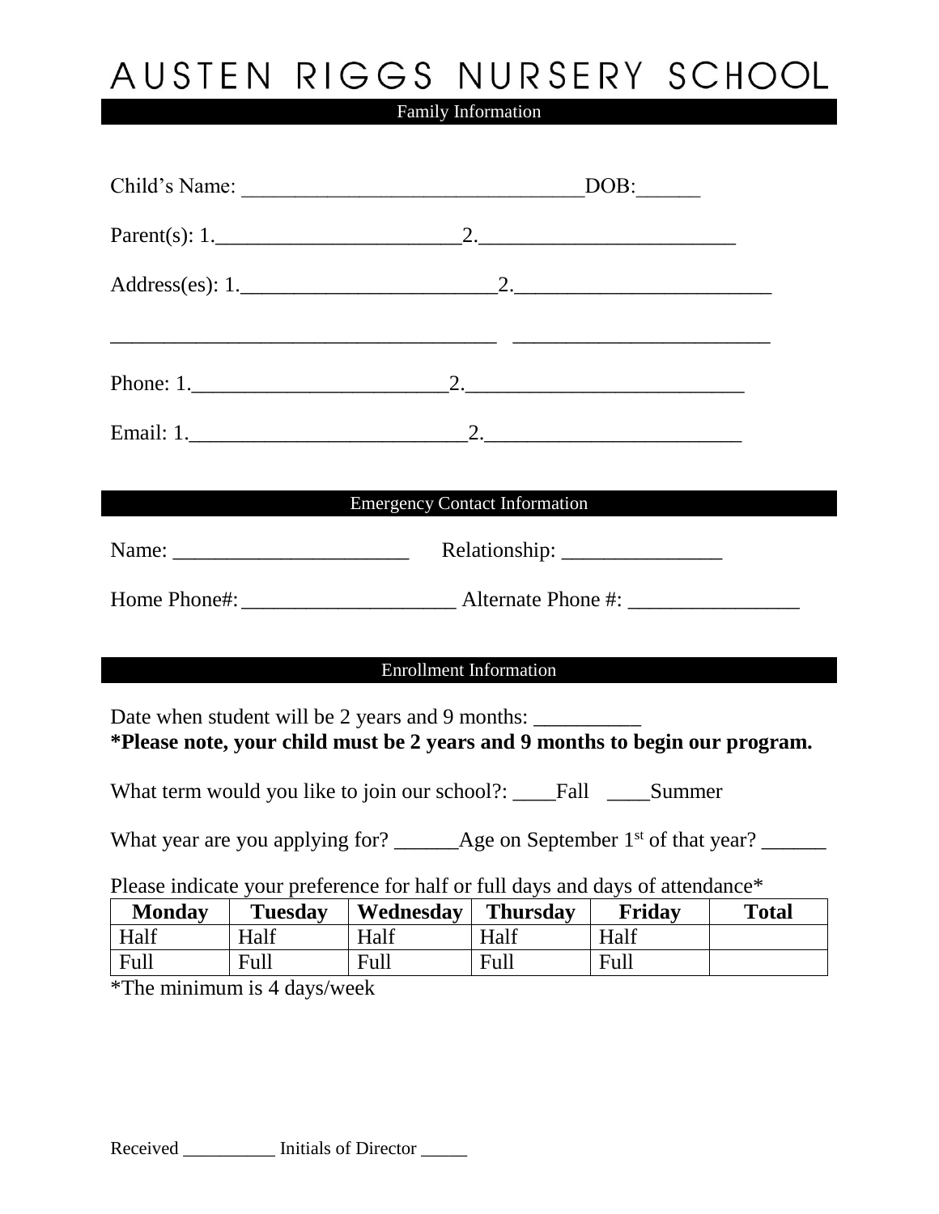# AUSTEN RIGGS NURSERY SCHOOL

## Family Information

Child's Name: ________________________________DOB:______

Parent(s): 1.______________________2._______________________

Address(es): 1.______________________2._______________________

____________________________________ _______________________

Phone: 1.______________________2.________________________

Email: 1.________________________2._______________________

## Emergency Contact Information

Name: ______________________ Relationship: _______________

Home Phone#: ____________________ Alternate Phone #: ________________

## Enrollment Information

Date when student will be 2 years and 9 months: __________

**\*Please note, your child must be 2 years and 9 months to begin our program.**

What term would you like to join our school?: ____Fall ____Summer

What year are you applying for? ______Age on September 1st of that year? ______

Please indicate your preference for half or full days and days of attendance*

| Monday | Tuesday | Wednesday | Thursday | Friday | Total |
|---|---|---|---|---|---|
| Half | Half | Half | Half | Half | |
| Full | Full | Full | Full | Full | |

*The minimum is 4 days/week

Received __________ Initials of Director _____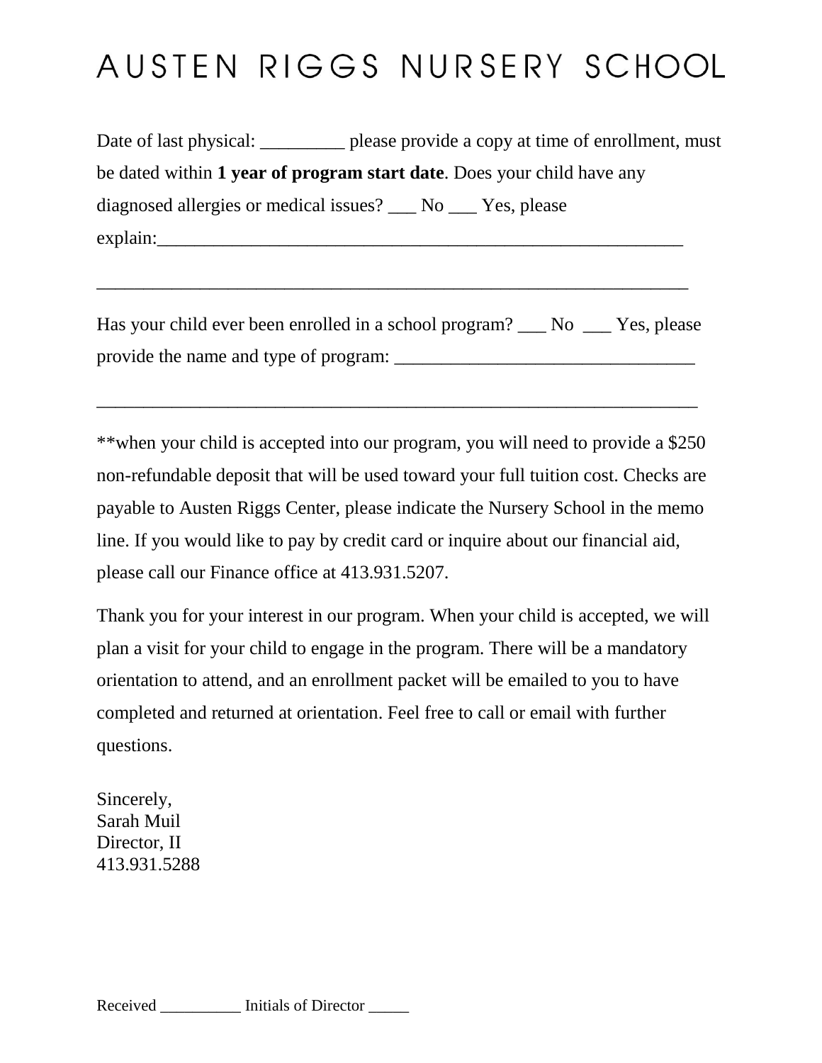# AUSTEN RIGGS NURSERY SCHOOL

Date of last physical: _________ please provide a copy at time of enrollment, must be dated within **1 year of program start date**. Does your child have any diagnosed allergies or medical issues? ___ No ___ Yes, please explain:_________________________________________________________

_________________________________________________________________

Has your child ever been enrolled in a school program? ___ No ___ Yes, please provide the name and type of program: ________________________________

_________________________________________________________________

**when your child is accepted into our program, you will need to provide a $250 non-refundable deposit that will be used toward your full tuition cost. Checks are payable to Austen Riggs Center, please indicate the Nursery School in the memo line. If you would like to pay by credit card or inquire about our financial aid, please call our Finance office at 413.931.5207.

Thank you for your interest in our program. When your child is accepted, we will plan a visit for your child to engage in the program. There will be a mandatory orientation to attend, and an enrollment packet will be emailed to you to have completed and returned at orientation. Feel free to call or email with further questions.

Sincerely,
Sarah Muil
Director, II
413.931.5288

Received __________ Initials of Director _____